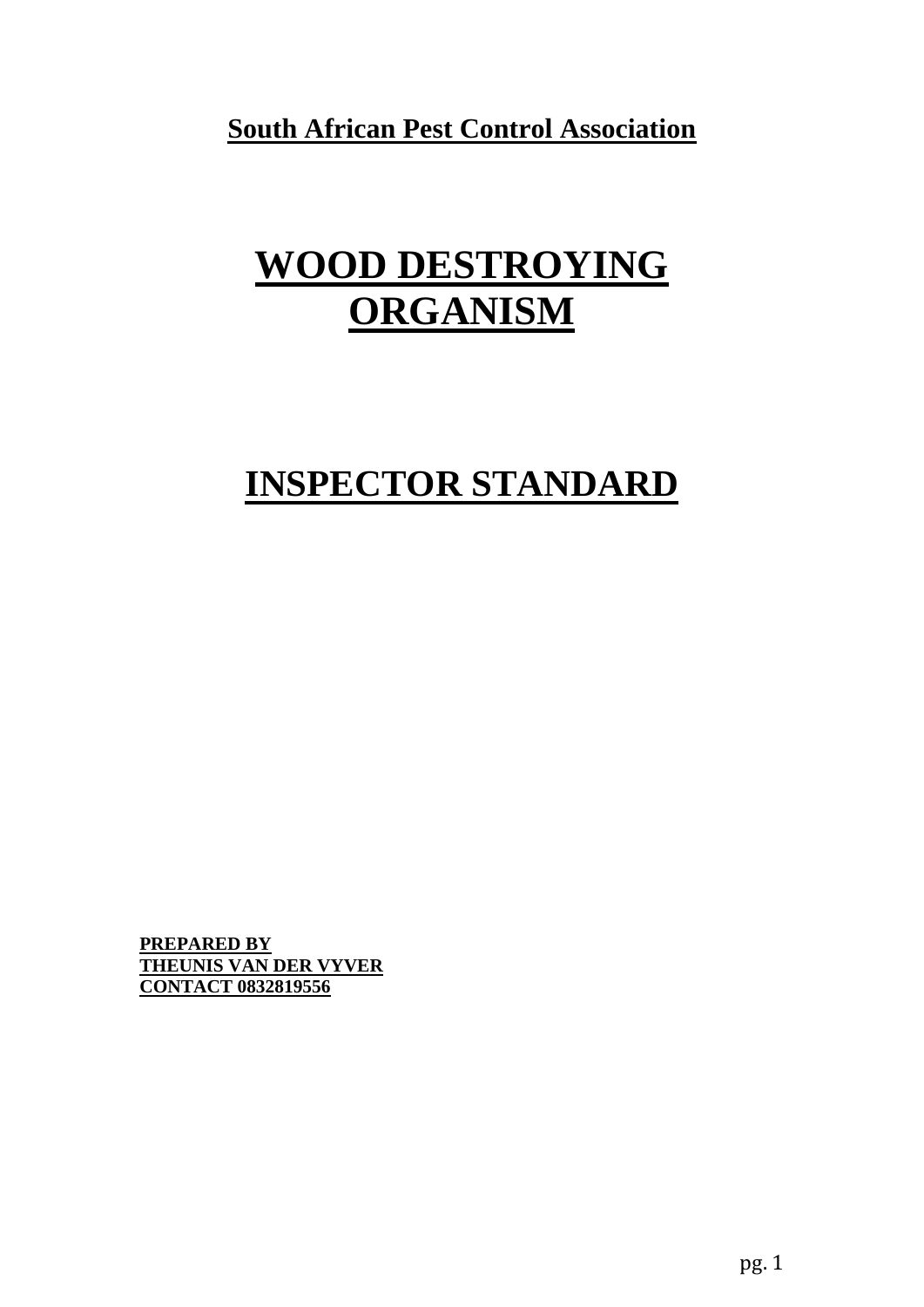**South African Pest Control Association**

# WOOD DESTROYING ORGANISM

# INSPECTOR STANDARD

**PREPARED BY**
**THEUNIS VAN DER VYVER**
**CONTACT 0832819556**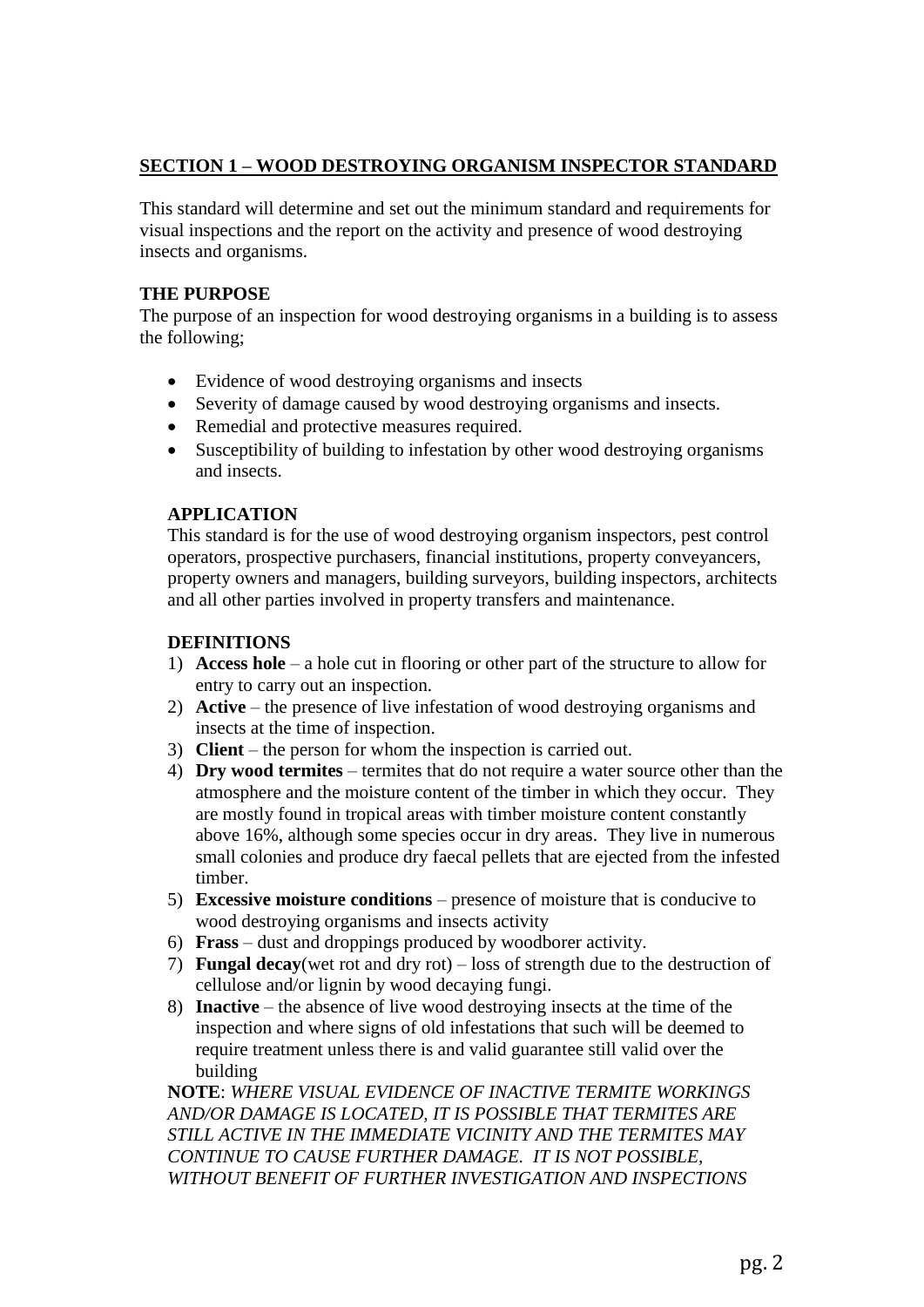## SECTION 1 – WOOD DESTROYING ORGANISM INSPECTOR STANDARD

This standard will determine and set out the minimum standard and requirements for visual inspections and the report on the activity and presence of wood destroying insects and organisms.

### THE PURPOSE

The purpose of an inspection for wood destroying organisms in a building is to assess the following;

- Evidence of wood destroying organisms and insects
- Severity of damage caused by wood destroying organisms and insects.
- Remedial and protective measures required.
- Susceptibility of building to infestation by other wood destroying organisms and insects.

### APPLICATION

This standard is for the use of wood destroying organism inspectors, pest control operators, prospective purchasers, financial institutions, property conveyancers, property owners and managers, building surveyors, building inspectors, architects and all other parties involved in property transfers and maintenance.

### DEFINITIONS

1) **Access hole** – a hole cut in flooring or other part of the structure to allow for entry to carry out an inspection.
2) **Active** – the presence of live infestation of wood destroying organisms and insects at the time of inspection.
3) **Client** – the person for whom the inspection is carried out.
4) **Dry wood termites** – termites that do not require a water source other than the atmosphere and the moisture content of the timber in which they occur. They are mostly found in tropical areas with timber moisture content constantly above 16%, although some species occur in dry areas. They live in numerous small colonies and produce dry faecal pellets that are ejected from the infested timber.
5) **Excessive moisture conditions** – presence of moisture that is conducive to wood destroying organisms and insects activity
6) **Frass** – dust and droppings produced by woodborer activity.
7) **Fungal decay**(wet rot and dry rot) – loss of strength due to the destruction of cellulose and/or lignin by wood decaying fungi.
8) **Inactive** – the absence of live wood destroying insects at the time of the inspection and where signs of old infestations that such will be deemed to require treatment unless there is and valid guarantee still valid over the building

**NOTE**: *WHERE VISUAL EVIDENCE OF INACTIVE TERMITE WORKINGS AND/OR DAMAGE IS LOCATED, IT IS POSSIBLE THAT TERMITES ARE STILL ACTIVE IN THE IMMEDIATE VICINITY AND THE TERMITES MAY CONTINUE TO CAUSE FURTHER DAMAGE. IT IS NOT POSSIBLE, WITHOUT BENEFIT OF FURTHER INVESTIGATION AND INSPECTIONS*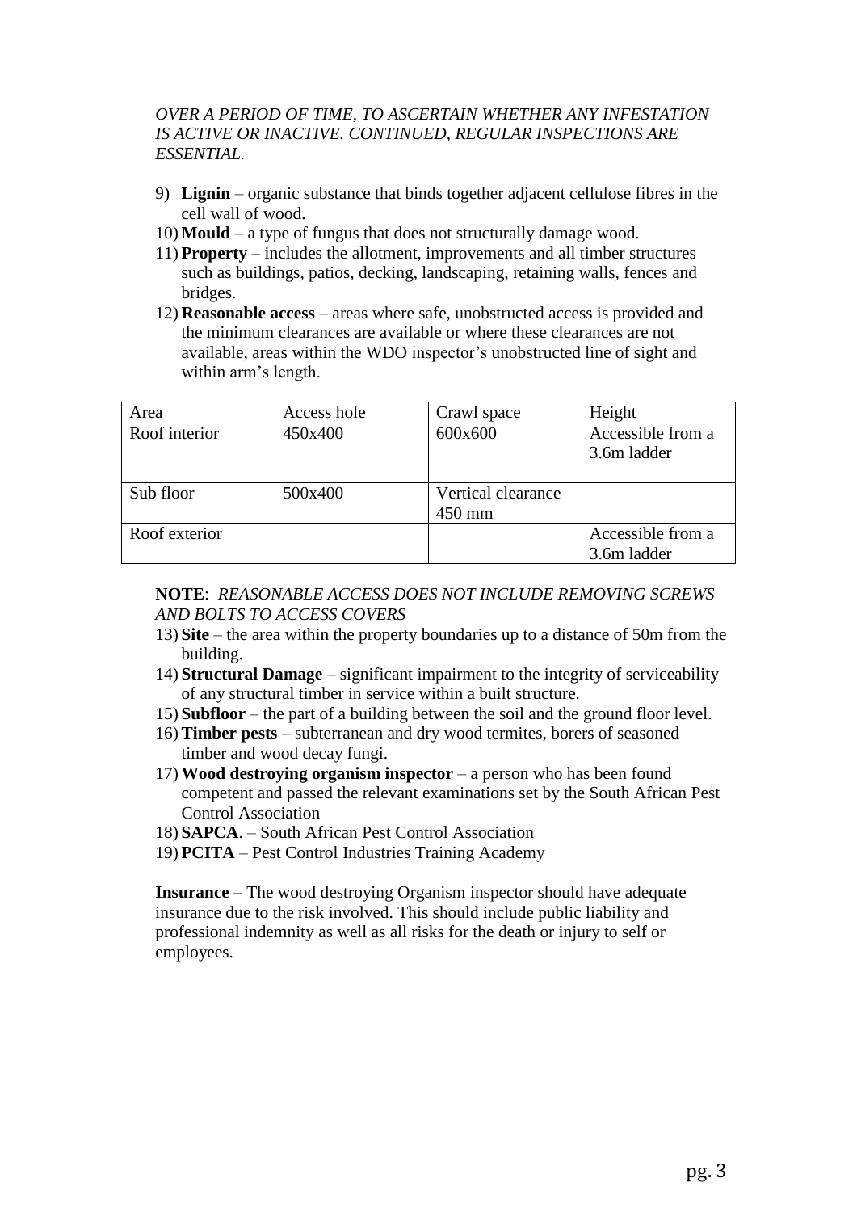*OVER A PERIOD OF TIME, TO ASCERTAIN WHETHER ANY INFESTATION IS ACTIVE OR INACTIVE. CONTINUED, REGULAR INSPECTIONS ARE ESSENTIAL.*

9) **Lignin** – organic substance that binds together adjacent cellulose fibres in the cell wall of wood.
10) **Mould** – a type of fungus that does not structurally damage wood.
11) **Property** – includes the allotment, improvements and all timber structures such as buildings, patios, decking, landscaping, retaining walls, fences and bridges.
12) **Reasonable access** – areas where safe, unobstructed access is provided and the minimum clearances are available or where these clearances are not available, areas within the WDO inspector's unobstructed line of sight and within arm's length.

| Area | Access hole | Crawl space | Height |
|---|---|---|---|
| Roof interior | 450x400 | 600x600 | Accessible from a 3.6m ladder |
| Sub floor | 500x400 | Vertical clearance 450 mm | |
| Roof exterior | | | Accessible from a 3.6m ladder |

**NOTE**: *REASONABLE ACCESS DOES NOT INCLUDE REMOVING SCREWS AND BOLTS TO ACCESS COVERS*

13) **Site** – the area within the property boundaries up to a distance of 50m from the building.
14) **Structural Damage** – significant impairment to the integrity of serviceability of any structural timber in service within a built structure.
15) **Subfloor** – the part of a building between the soil and the ground floor level.
16) **Timber pests** – subterranean and dry wood termites, borers of seasoned timber and wood decay fungi.
17) **Wood destroying organism inspector** – a person who has been found competent and passed the relevant examinations set by the South African Pest Control Association
18) **SAPCA**. – South African Pest Control Association
19) **PCITA** – Pest Control Industries Training Academy

**Insurance** – The wood destroying Organism inspector should have adequate insurance due to the risk involved. This should include public liability and professional indemnity as well as all risks for the death or injury to self or employees.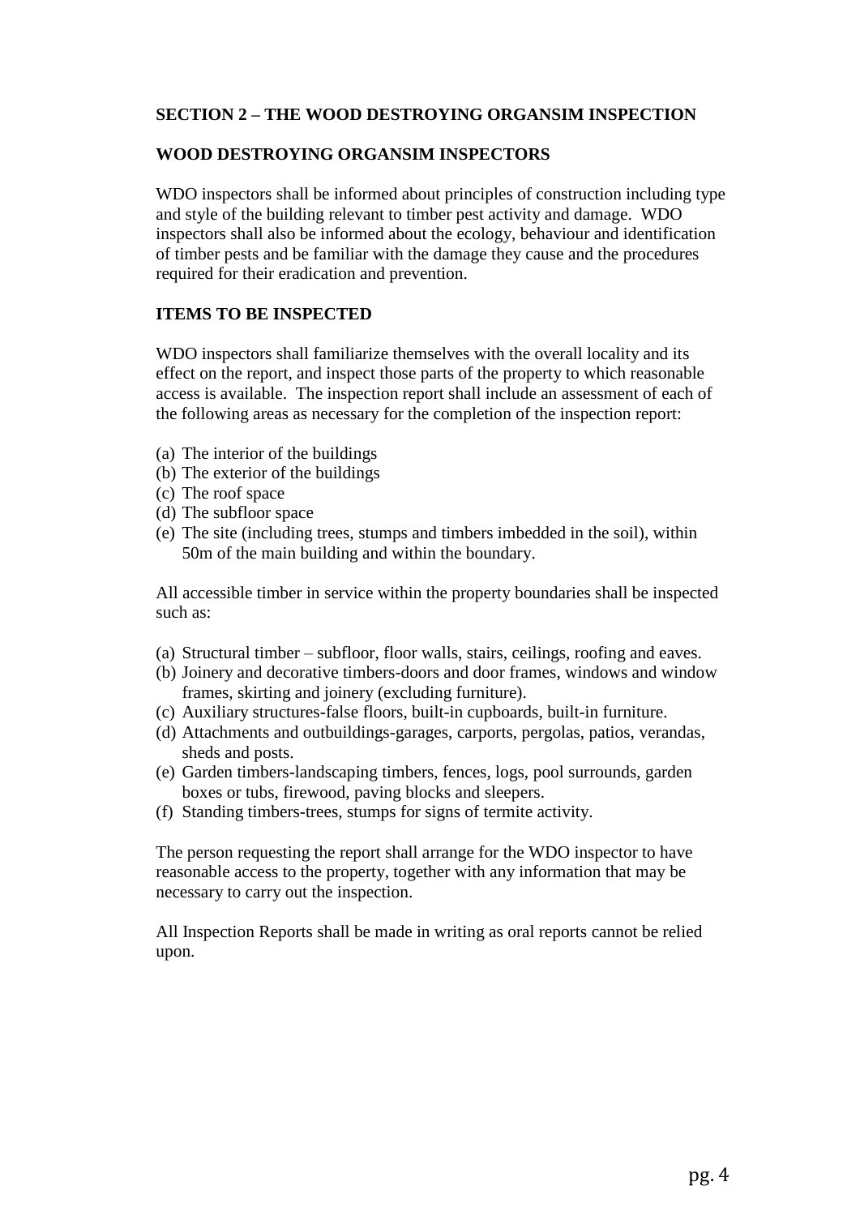## SECTION 2 – THE WOOD DESTROYING ORGANSIM INSPECTION

### WOOD DESTROYING ORGANSIM INSPECTORS

WDO inspectors shall be informed about principles of construction including type and style of the building relevant to timber pest activity and damage. WDO inspectors shall also be informed about the ecology, behaviour and identification of timber pests and be familiar with the damage they cause and the procedures required for their eradication and prevention.

### ITEMS TO BE INSPECTED

WDO inspectors shall familiarize themselves with the overall locality and its effect on the report, and inspect those parts of the property to which reasonable access is available. The inspection report shall include an assessment of each of the following areas as necessary for the completion of the inspection report:

(a) The interior of the buildings
(b) The exterior of the buildings
(c) The roof space
(d) The subfloor space
(e) The site (including trees, stumps and timbers imbedded in the soil), within 50m of the main building and within the boundary.

All accessible timber in service within the property boundaries shall be inspected such as:

(a) Structural timber – subfloor, floor walls, stairs, ceilings, roofing and eaves.
(b) Joinery and decorative timbers-doors and door frames, windows and window frames, skirting and joinery (excluding furniture).
(c) Auxiliary structures-false floors, built-in cupboards, built-in furniture.
(d) Attachments and outbuildings-garages, carports, pergolas, patios, verandas, sheds and posts.
(e) Garden timbers-landscaping timbers, fences, logs, pool surrounds, garden boxes or tubs, firewood, paving blocks and sleepers.
(f) Standing timbers-trees, stumps for signs of termite activity.

The person requesting the report shall arrange for the WDO inspector to have reasonable access to the property, together with any information that may be necessary to carry out the inspection.

All Inspection Reports shall be made in writing as oral reports cannot be relied upon.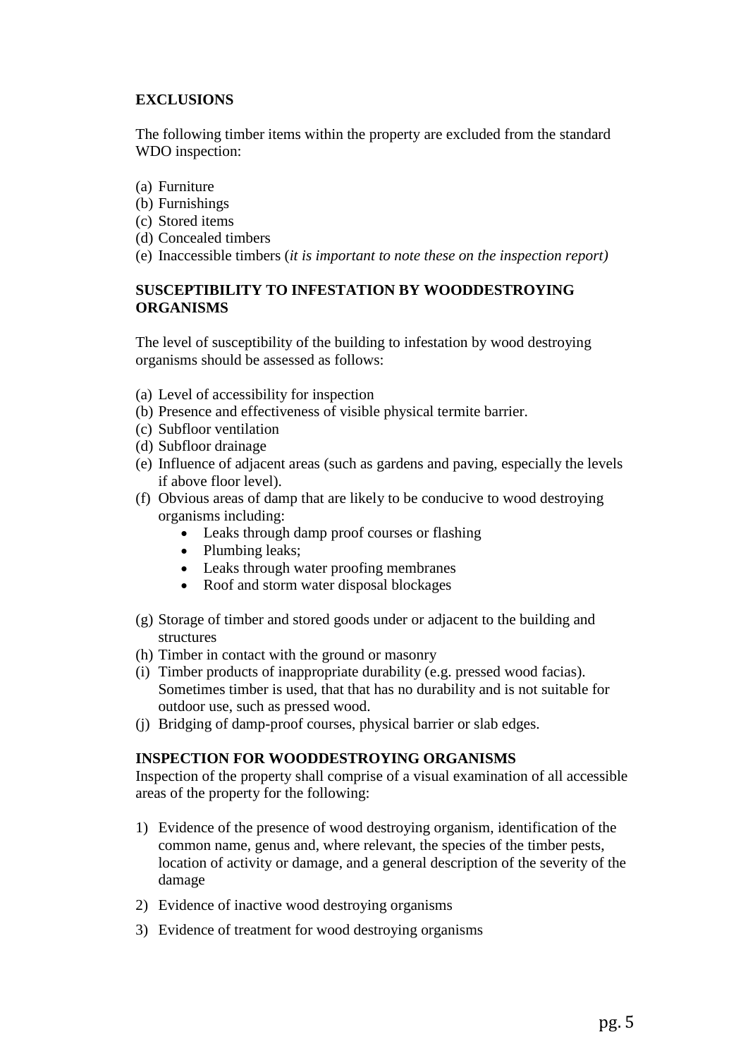**EXCLUSIONS**

The following timber items within the property are excluded from the standard WDO inspection:

(a) Furniture
(b) Furnishings
(c) Stored items
(d) Concealed timbers
(e) Inaccessible timbers (*it is important to note these on the inspection report)*

**SUSCEPTIBILITY TO INFESTATION BY WOODDESTROYING ORGANISMS**

The level of susceptibility of the building to infestation by wood destroying organisms should be assessed as follows:

(a) Level of accessibility for inspection
(b) Presence and effectiveness of visible physical termite barrier.
(c) Subfloor ventilation
(d) Subfloor drainage
(e) Influence of adjacent areas (such as gardens and paving, especially the levels if above floor level).
(f) Obvious areas of damp that are likely to be conducive to wood destroying organisms including:
    - Leaks through damp proof courses or flashing
    - Plumbing leaks;
    - Leaks through water proofing membranes
    - Roof and storm water disposal blockages

(g) Storage of timber and stored goods under or adjacent to the building and structures
(h) Timber in contact with the ground or masonry
(i) Timber products of inappropriate durability (e.g. pressed wood facias). Sometimes timber is used, that that has no durability and is not suitable for outdoor use, such as pressed wood.
(j) Bridging of damp-proof courses, physical barrier or slab edges.

**INSPECTION FOR WOODDESTROYING ORGANISMS**

Inspection of the property shall comprise of a visual examination of all accessible areas of the property for the following:

1) Evidence of the presence of wood destroying organism, identification of the common name, genus and, where relevant, the species of the timber pests, location of activity or damage, and a general description of the severity of the damage
2) Evidence of inactive wood destroying organisms
3) Evidence of treatment for wood destroying organisms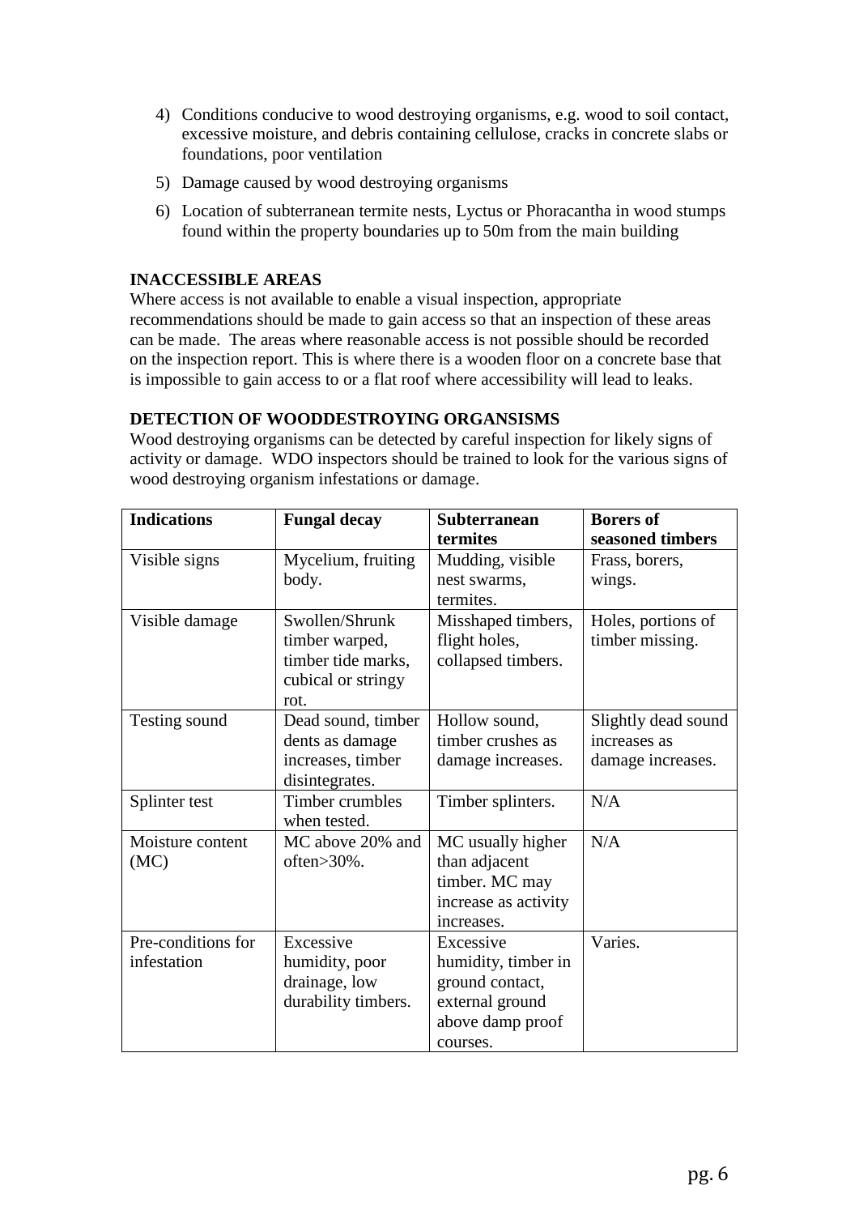4) Conditions conducive to wood destroying organisms, e.g. wood to soil contact, excessive moisture, and debris containing cellulose, cracks in concrete slabs or foundations, poor ventilation
5) Damage caused by wood destroying organisms
6) Location of subterranean termite nests, Lyctus or Phoracantha in wood stumps found within the property boundaries up to 50m from the main building

**INACCESSIBLE AREAS**

Where access is not available to enable a visual inspection, appropriate recommendations should be made to gain access so that an inspection of these areas can be made. The areas where reasonable access is not possible should be recorded on the inspection report. This is where there is a wooden floor on a concrete base that is impossible to gain access to or a flat roof where accessibility will lead to leaks.

**DETECTION OF WOODDESTROYING ORGANSISMS**

Wood destroying organisms can be detected by careful inspection for likely signs of activity or damage. WDO inspectors should be trained to look for the various signs of wood destroying organism infestations or damage.

| **Indications** | **Fungal decay** | **Subterranean termites** | **Borers of seasoned timbers** |
|---|---|---|---|
| Visible signs | Mycelium, fruiting body. | Mudding, visible nest swarms, termites. | Frass, borers, wings. |
| Visible damage | Swollen/Shrunk timber warped, timber tide marks, cubical or stringy rot. | Misshaped timbers, flight holes, collapsed timbers. | Holes, portions of timber missing. |
| Testing sound | Dead sound, timber dents as damage increases, timber disintegrates. | Hollow sound, timber crushes as damage increases. | Slightly dead sound increases as damage increases. |
| Splinter test | Timber crumbles when tested. | Timber splinters. | N/A |
| Moisture content (MC) | MC above 20% and often>30%. | MC usually higher than adjacent timber. MC may increase as activity increases. | N/A |
| Pre-conditions for infestation | Excessive humidity, poor drainage, low durability timbers. | Excessive humidity, timber in ground contact, external ground above damp proof courses. | Varies. |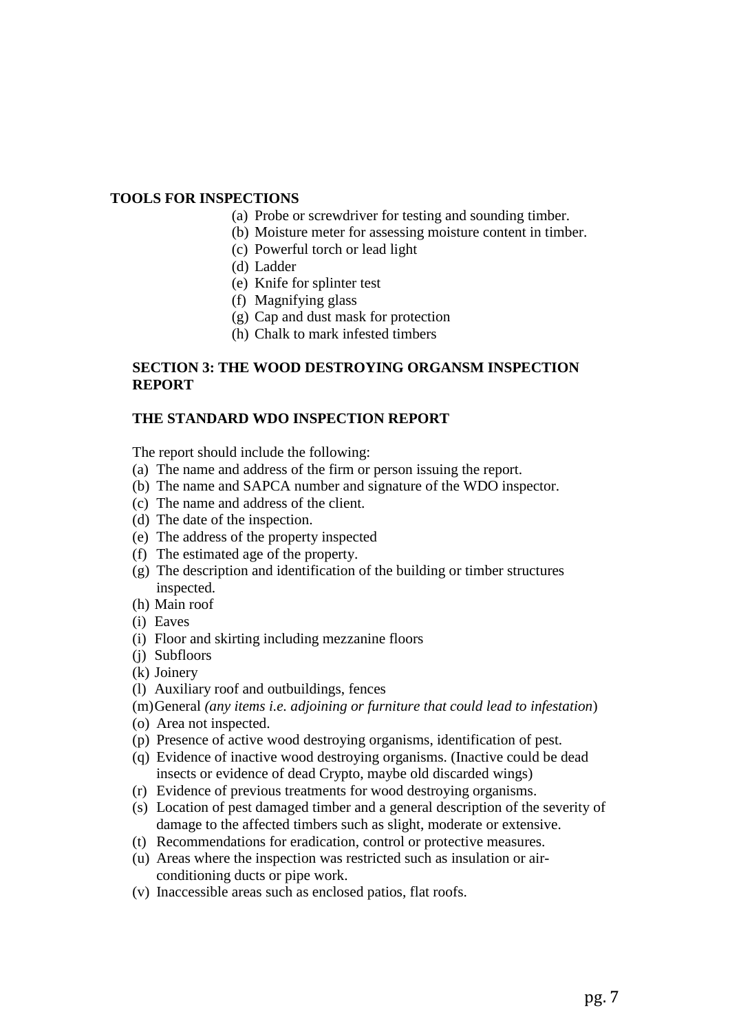**TOOLS FOR INSPECTIONS**

(a) Probe or screwdriver for testing and sounding timber.
(b) Moisture meter for assessing moisture content in timber.
(c) Powerful torch or lead light
(d) Ladder
(e) Knife for splinter test
(f) Magnifying glass
(g) Cap and dust mask for protection
(h) Chalk to mark infested timbers

**SECTION 3: THE WOOD DESTROYING ORGANSM INSPECTION REPORT**

**THE STANDARD WDO INSPECTION REPORT**

The report should include the following:

(a) The name and address of the firm or person issuing the report.
(b) The name and SAPCA number and signature of the WDO inspector.
(c) The name and address of the client.
(d) The date of the inspection.
(e) The address of the property inspected
(f) The estimated age of the property.
(g) The description and identification of the building or timber structures inspected.
(h) Main roof
(i) Eaves
(i) Floor and skirting including mezzanine floors
(j) Subfloors
(k) Joinery
(l) Auxiliary roof and outbuildings, fences
(m) General *(any items i.e. adjoining or furniture that could lead to infestation*)
(o) Area not inspected.
(p) Presence of active wood destroying organisms, identification of pest.
(q) Evidence of inactive wood destroying organisms. (Inactive could be dead insects or evidence of dead Crypto, maybe old discarded wings)
(r) Evidence of previous treatments for wood destroying organisms.
(s) Location of pest damaged timber and a general description of the severity of damage to the affected timbers such as slight, moderate or extensive.
(t) Recommendations for eradication, control or protective measures.
(u) Areas where the inspection was restricted such as insulation or air-conditioning ducts or pipe work.
(v) Inaccessible areas such as enclosed patios, flat roofs.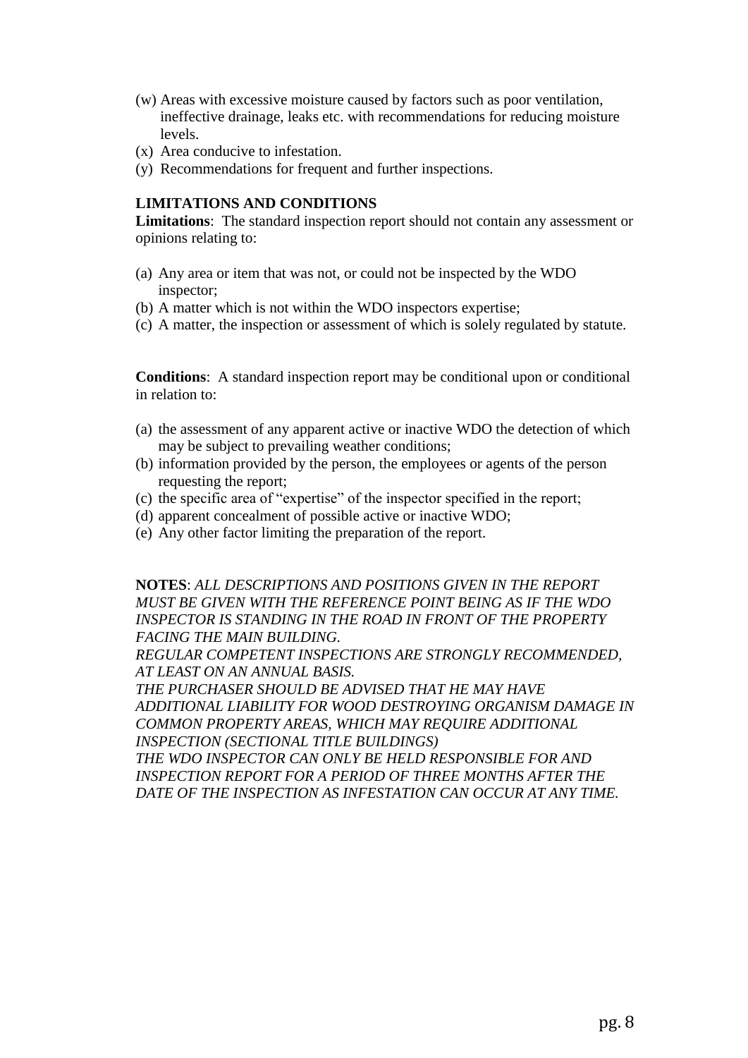(w) Areas with excessive moisture caused by factors such as poor ventilation, ineffective drainage, leaks etc. with recommendations for reducing moisture levels.
(x) Area conducive to infestation.
(y) Recommendations for frequent and further inspections.

**LIMITATIONS AND CONDITIONS**

**Limitations**: The standard inspection report should not contain any assessment or opinions relating to:

(a) Any area or item that was not, or could not be inspected by the WDO inspector;
(b) A matter which is not within the WDO inspectors expertise;
(c) A matter, the inspection or assessment of which is solely regulated by statute.

**Conditions**: A standard inspection report may be conditional upon or conditional in relation to:

(a) the assessment of any apparent active or inactive WDO the detection of which may be subject to prevailing weather conditions;
(b) information provided by the person, the employees or agents of the person requesting the report;
(c) the specific area of "expertise" of the inspector specified in the report;
(d) apparent concealment of possible active or inactive WDO;
(e) Any other factor limiting the preparation of the report.

**NOTES**: *ALL DESCRIPTIONS AND POSITIONS GIVEN IN THE REPORT MUST BE GIVEN WITH THE REFERENCE POINT BEING AS IF THE WDO INSPECTOR IS STANDING IN THE ROAD IN FRONT OF THE PROPERTY FACING THE MAIN BUILDING.*
*REGULAR COMPETENT INSPECTIONS ARE STRONGLY RECOMMENDED, AT LEAST ON AN ANNUAL BASIS.*
*THE PURCHASER SHOULD BE ADVISED THAT HE MAY HAVE ADDITIONAL LIABILITY FOR WOOD DESTROYING ORGANISM DAMAGE IN COMMON PROPERTY AREAS, WHICH MAY REQUIRE ADDITIONAL INSPECTION (SECTIONAL TITLE BUILDINGS)*
*THE WDO INSPECTOR CAN ONLY BE HELD RESPONSIBLE FOR AND INSPECTION REPORT FOR A PERIOD OF THREE MONTHS AFTER THE DATE OF THE INSPECTION AS INFESTATION CAN OCCUR AT ANY TIME.*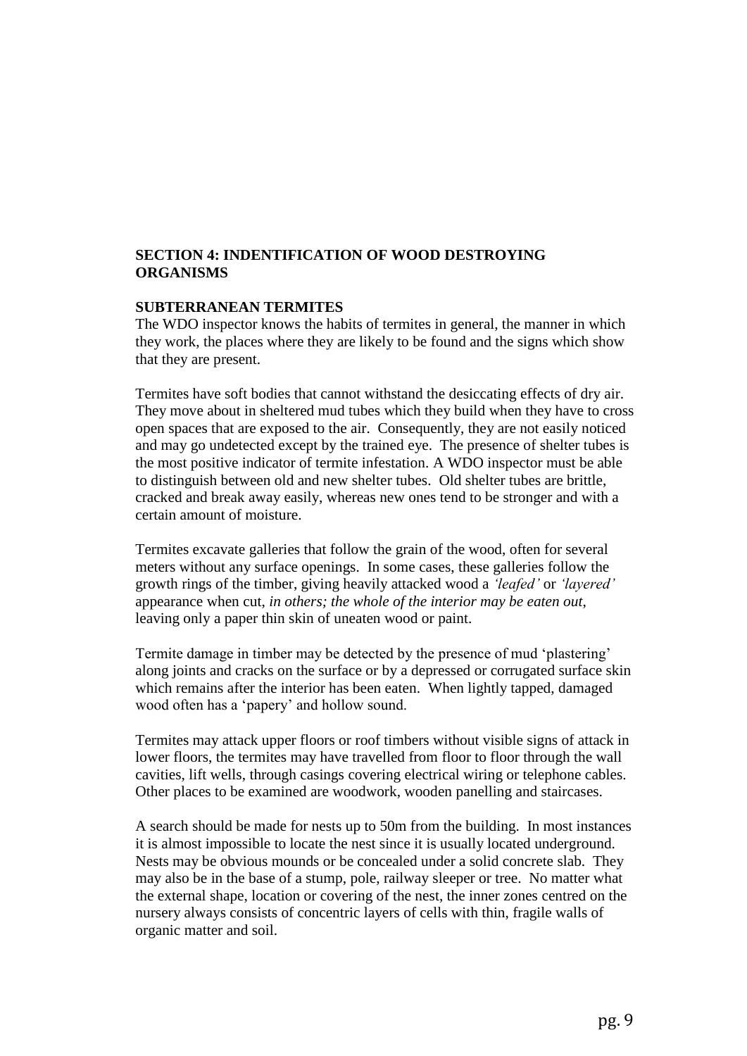## SECTION 4: INDENTIFICATION OF WOOD DESTROYING ORGANISMS

### SUBTERRANEAN TERMITES

The WDO inspector knows the habits of termites in general, the manner in which they work, the places where they are likely to be found and the signs which show that they are present.

Termites have soft bodies that cannot withstand the desiccating effects of dry air. They move about in sheltered mud tubes which they build when they have to cross open spaces that are exposed to the air. Consequently, they are not easily noticed and may go undetected except by the trained eye. The presence of shelter tubes is the most positive indicator of termite infestation. A WDO inspector must be able to distinguish between old and new shelter tubes. Old shelter tubes are brittle, cracked and break away easily, whereas new ones tend to be stronger and with a certain amount of moisture.

Termites excavate galleries that follow the grain of the wood, often for several meters without any surface openings. In some cases, these galleries follow the growth rings of the timber, giving heavily attacked wood a *'leafed'* or *'layered'* appearance when cut, *in others; the whole of the interior may be eaten out*, leaving only a paper thin skin of uneaten wood or paint.

Termite damage in timber may be detected by the presence of mud 'plastering' along joints and cracks on the surface or by a depressed or corrugated surface skin which remains after the interior has been eaten. When lightly tapped, damaged wood often has a 'papery' and hollow sound.

Termites may attack upper floors or roof timbers without visible signs of attack in lower floors, the termites may have travelled from floor to floor through the wall cavities, lift wells, through casings covering electrical wiring or telephone cables. Other places to be examined are woodwork, wooden panelling and staircases.

A search should be made for nests up to 50m from the building. In most instances it is almost impossible to locate the nest since it is usually located underground. Nests may be obvious mounds or be concealed under a solid concrete slab. They may also be in the base of a stump, pole, railway sleeper or tree. No matter what the external shape, location or covering of the nest, the inner zones centred on the nursery always consists of concentric layers of cells with thin, fragile walls of organic matter and soil.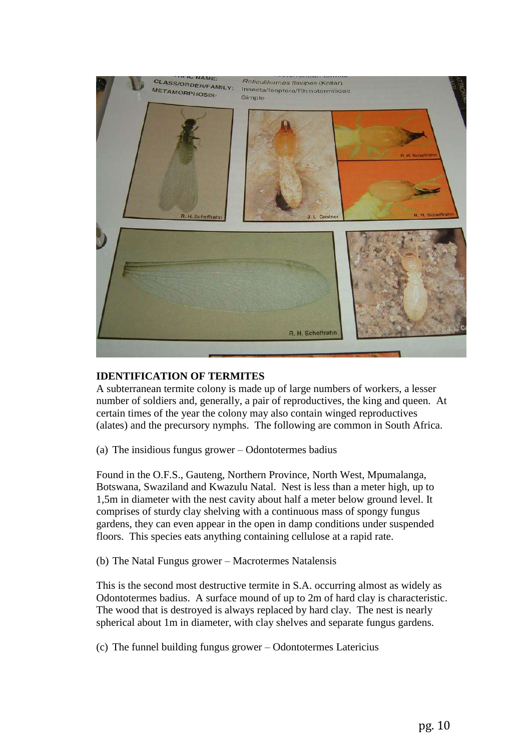## IDENTIFICATION OF TERMITES

A subterranean termite colony is made up of large numbers of workers, a lesser number of soldiers and, generally, a pair of reproductives, the king and queen. At certain times of the year the colony may also contain winged reproductives (alates) and the precursory nymphs. The following are common in South Africa.

(a) The insidious fungus grower – Odontotermes badius

Found in the O.F.S., Gauteng, Northern Province, North West, Mpumalanga, Botswana, Swaziland and Kwazulu Natal. Nest is less than a meter high, up to 1,5m in diameter with the nest cavity about half a meter below ground level. It comprises of sturdy clay shelving with a continuous mass of spongy fungus gardens, they can even appear in the open in damp conditions under suspended floors. This species eats anything containing cellulose at a rapid rate.

(b) The Natal Fungus grower – Macrotermes Natalensis

This is the second most destructive termite in S.A. occurring almost as widely as Odontotermes badius. A surface mound of up to 2m of hard clay is characteristic. The wood that is destroyed is always replaced by hard clay. The nest is nearly spherical about 1m in diameter, with clay shelves and separate fungus gardens.

(c) The funnel building fungus grower – Odontotermes Latericius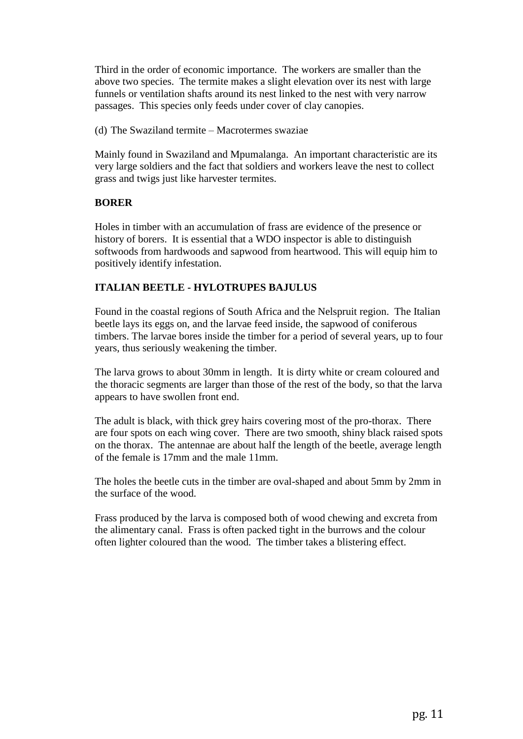Third in the order of economic importance. The workers are smaller than the above two species. The termite makes a slight elevation over its nest with large funnels or ventilation shafts around its nest linked to the nest with very narrow passages. This species only feeds under cover of clay canopies.

(d) The Swaziland termite – Macrotermes swaziae

Mainly found in Swaziland and Mpumalanga. An important characteristic are its very large soldiers and the fact that soldiers and workers leave the nest to collect grass and twigs just like harvester termites.

**BORER**

Holes in timber with an accumulation of frass are evidence of the presence or history of borers. It is essential that a WDO inspector is able to distinguish softwoods from hardwoods and sapwood from heartwood. This will equip him to positively identify infestation.

**ITALIAN BEETLE - HYLOTRUPES BAJULUS**

Found in the coastal regions of South Africa and the Nelspruit region. The Italian beetle lays its eggs on, and the larvae feed inside, the sapwood of coniferous timbers. The larvae bores inside the timber for a period of several years, up to four years, thus seriously weakening the timber.

The larva grows to about 30mm in length. It is dirty white or cream coloured and the thoracic segments are larger than those of the rest of the body, so that the larva appears to have swollen front end.

The adult is black, with thick grey hairs covering most of the pro-thorax. There are four spots on each wing cover. There are two smooth, shiny black raised spots on the thorax. The antennae are about half the length of the beetle, average length of the female is 17mm and the male 11mm.

The holes the beetle cuts in the timber are oval-shaped and about 5mm by 2mm in the surface of the wood.

Frass produced by the larva is composed both of wood chewing and excreta from the alimentary canal. Frass is often packed tight in the burrows and the colour often lighter coloured than the wood. The timber takes a blistering effect.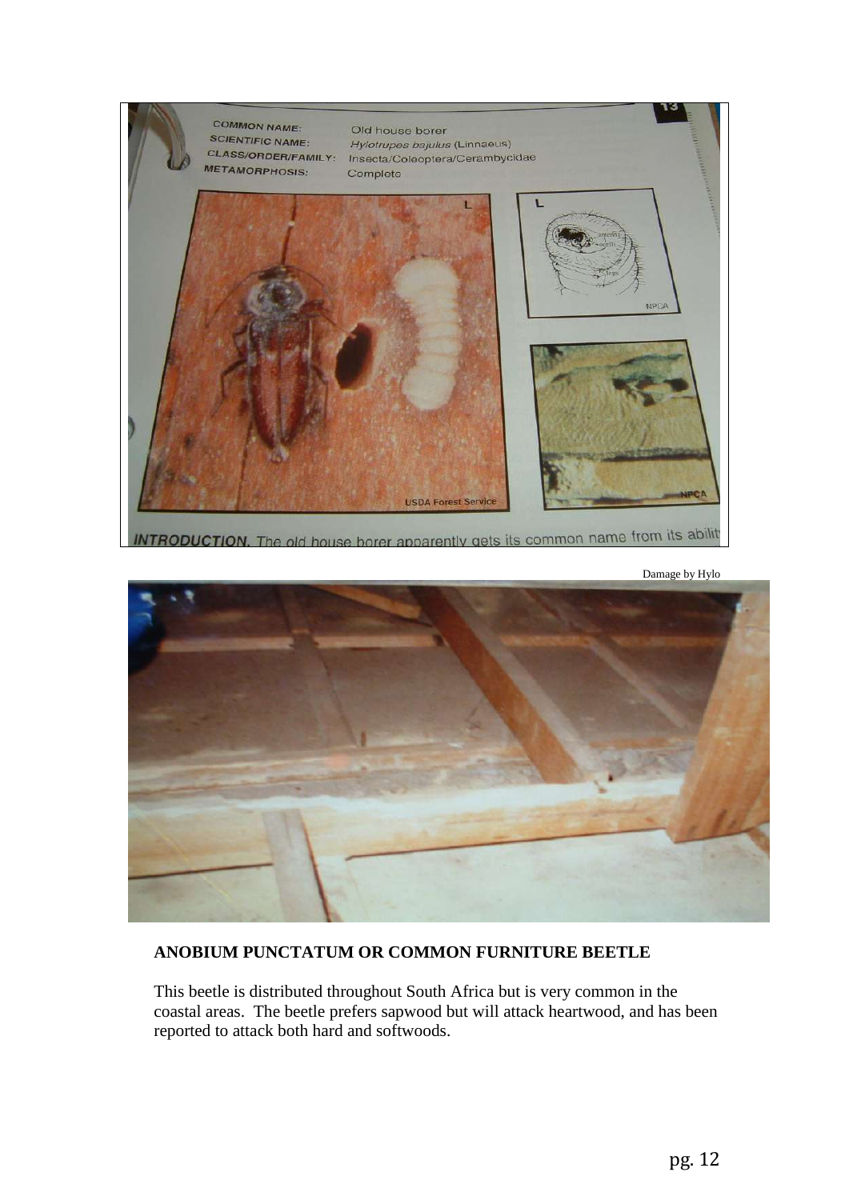Damage by Hylo

## ANOBIUM PUNCTATUM OR COMMON FURNITURE BEETLE

This beetle is distributed throughout South Africa but is very common in the coastal areas. The beetle prefers sapwood but will attack heartwood, and has been reported to attack both hard and softwoods.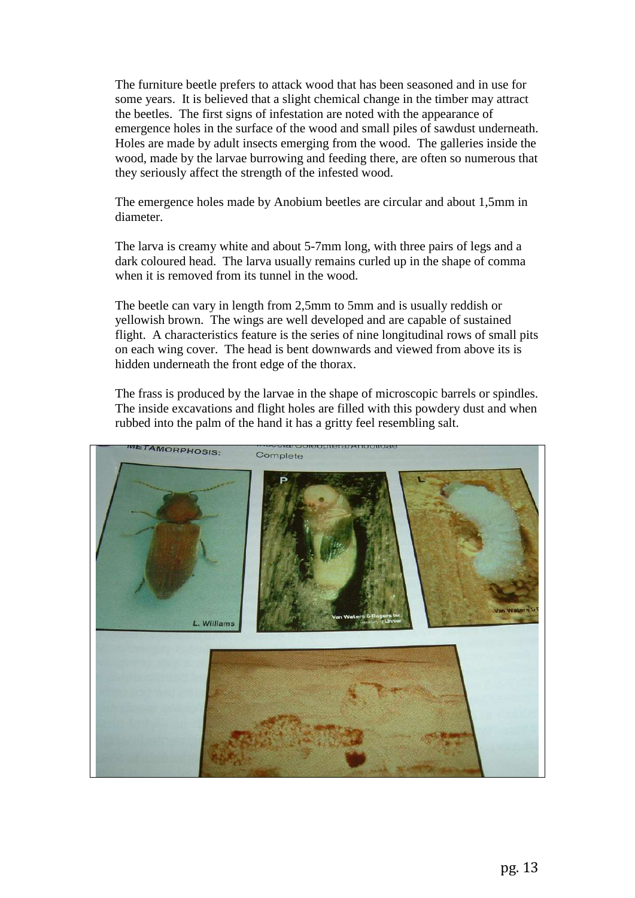The furniture beetle prefers to attack wood that has been seasoned and in use for some years. It is believed that a slight chemical change in the timber may attract the beetles. The first signs of infestation are noted with the appearance of emergence holes in the surface of the wood and small piles of sawdust underneath. Holes are made by adult insects emerging from the wood. The galleries inside the wood, made by the larvae burrowing and feeding there, are often so numerous that they seriously affect the strength of the infested wood.

The emergence holes made by Anobium beetles are circular and about 1,5mm in diameter.

The larva is creamy white and about 5-7mm long, with three pairs of legs and a dark coloured head. The larva usually remains curled up in the shape of comma when it is removed from its tunnel in the wood.

The beetle can vary in length from 2,5mm to 5mm and is usually reddish or yellowish brown. The wings are well developed and are capable of sustained flight. A characteristics feature is the series of nine longitudinal rows of small pits on each wing cover. The head is bent downwards and viewed from above its is hidden underneath the front edge of the thorax.

The frass is produced by the larvae in the shape of microscopic barrels or spindles. The inside excavations and flight holes are filled with this powdery dust and when rubbed into the palm of the hand it has a gritty feel resembling salt.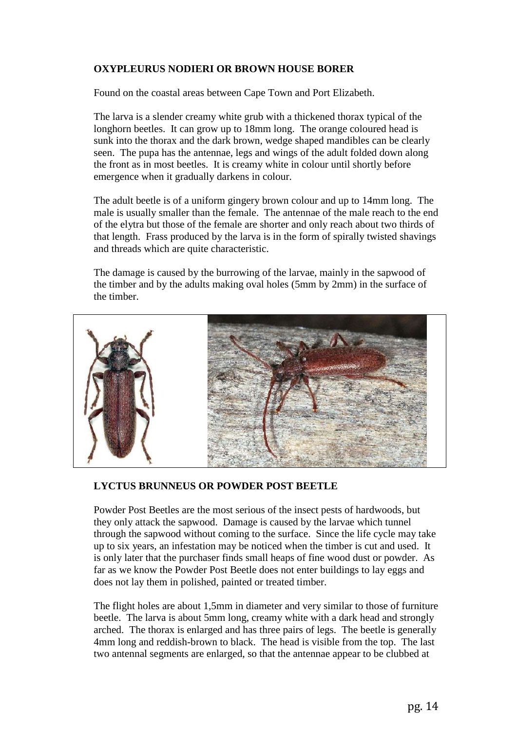**OXYPLEURUS NODIERI OR BROWN HOUSE BORER**

Found on the coastal areas between Cape Town and Port Elizabeth.

The larva is a slender creamy white grub with a thickened thorax typical of the longhorn beetles. It can grow up to 18mm long. The orange coloured head is sunk into the thorax and the dark brown, wedge shaped mandibles can be clearly seen. The pupa has the antennae, legs and wings of the adult folded down along the front as in most beetles. It is creamy white in colour until shortly before emergence when it gradually darkens in colour.

The adult beetle is of a uniform gingery brown colour and up to 14mm long. The male is usually smaller than the female. The antennae of the male reach to the end of the elytra but those of the female are shorter and only reach about two thirds of that length. Frass produced by the larva is in the form of spirally twisted shavings and threads which are quite characteristic.

The damage is caused by the burrowing of the larvae, mainly in the sapwood of the timber and by the adults making oval holes (5mm by 2mm) in the surface of the timber.

**LYCTUS BRUNNEUS OR POWDER POST BEETLE**

Powder Post Beetles are the most serious of the insect pests of hardwoods, but they only attack the sapwood. Damage is caused by the larvae which tunnel through the sapwood without coming to the surface. Since the life cycle may take up to six years, an infestation may be noticed when the timber is cut and used. It is only later that the purchaser finds small heaps of fine wood dust or powder. As far as we know the Powder Post Beetle does not enter buildings to lay eggs and does not lay them in polished, painted or treated timber.

The flight holes are about 1,5mm in diameter and very similar to those of furniture beetle. The larva is about 5mm long, creamy white with a dark head and strongly arched. The thorax is enlarged and has three pairs of legs. The beetle is generally 4mm long and reddish-brown to black. The head is visible from the top. The last two antennal segments are enlarged, so that the antennae appear to be clubbed at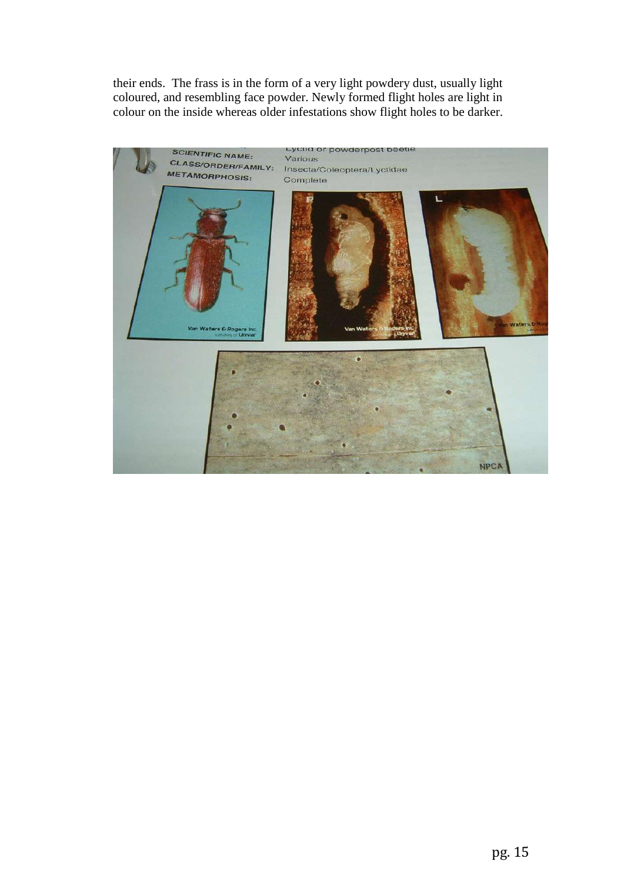their ends. The frass is in the form of a very light powdery dust, usually light coloured, and resembling face powder. Newly formed flight holes are light in colour on the inside whereas older infestations show flight holes to be darker.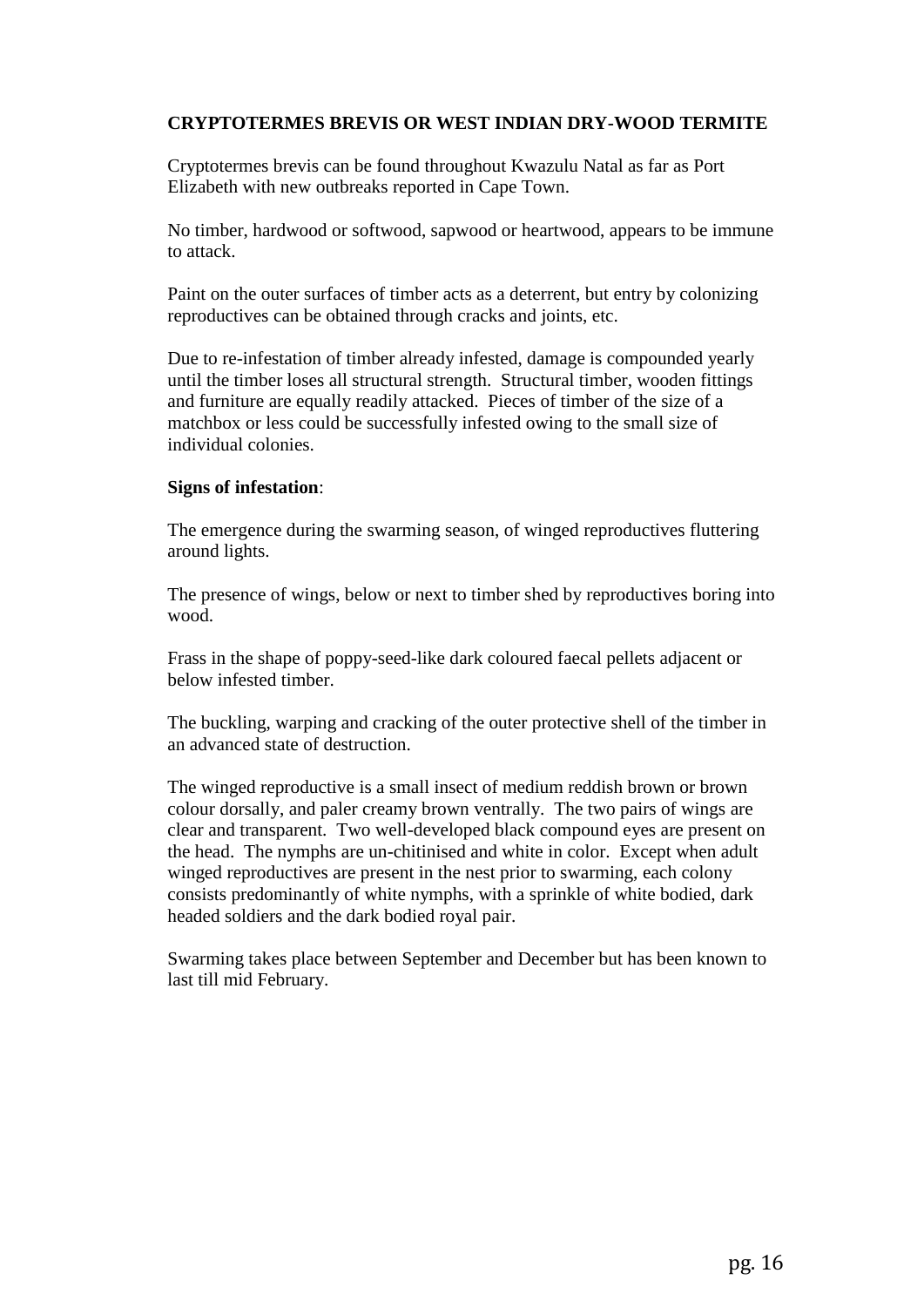**CRYPTOTERMES BREVIS OR WEST INDIAN DRY-WOOD TERMITE**

Cryptotermes brevis can be found throughout Kwazulu Natal as far as Port Elizabeth with new outbreaks reported in Cape Town.

No timber, hardwood or softwood, sapwood or heartwood, appears to be immune to attack.

Paint on the outer surfaces of timber acts as a deterrent, but entry by colonizing reproductives can be obtained through cracks and joints, etc.

Due to re-infestation of timber already infested, damage is compounded yearly until the timber loses all structural strength. Structural timber, wooden fittings and furniture are equally readily attacked. Pieces of timber of the size of a matchbox or less could be successfully infested owing to the small size of individual colonies.

**Signs of infestation**:

The emergence during the swarming season, of winged reproductives fluttering around lights.

The presence of wings, below or next to timber shed by reproductives boring into wood.

Frass in the shape of poppy-seed-like dark coloured faecal pellets adjacent or below infested timber.

The buckling, warping and cracking of the outer protective shell of the timber in an advanced state of destruction.

The winged reproductive is a small insect of medium reddish brown or brown colour dorsally, and paler creamy brown ventrally. The two pairs of wings are clear and transparent. Two well-developed black compound eyes are present on the head. The nymphs are un-chitinised and white in color. Except when adult winged reproductives are present in the nest prior to swarming, each colony consists predominantly of white nymphs, with a sprinkle of white bodied, dark headed soldiers and the dark bodied royal pair.

Swarming takes place between September and December but has been known to last till mid February.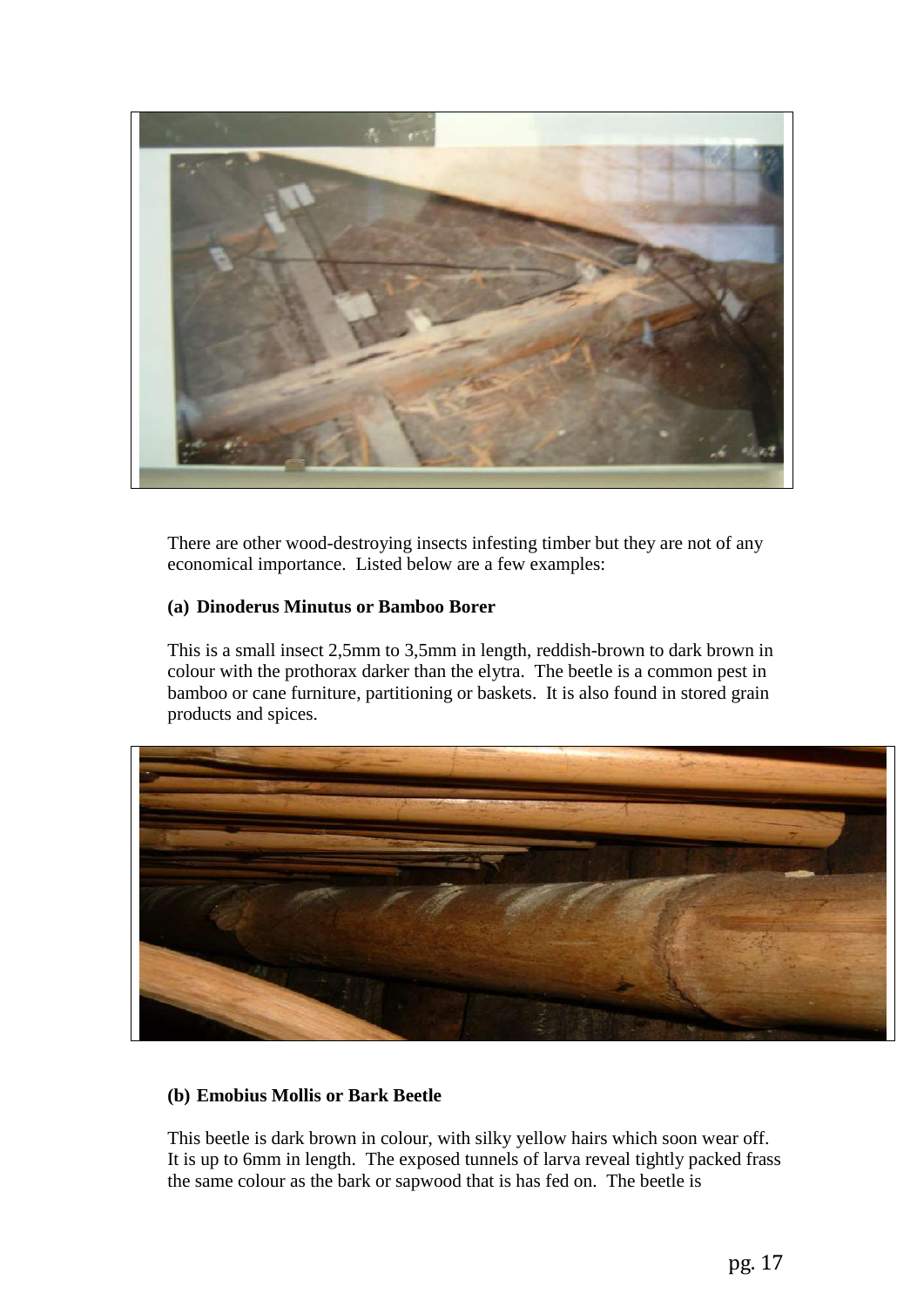There are other wood-destroying insects infesting timber but they are not of any economical importance. Listed below are a few examples:

**(a) Dinoderus Minutus or Bamboo Borer**

This is a small insect 2,5mm to 3,5mm in length, reddish-brown to dark brown in colour with the prothorax darker than the elytra. The beetle is a common pest in bamboo or cane furniture, partitioning or baskets. It is also found in stored grain products and spices.

**(b) Emobius Mollis or Bark Beetle**

This beetle is dark brown in colour, with silky yellow hairs which soon wear off. It is up to 6mm in length. The exposed tunnels of larva reveal tightly packed frass the same colour as the bark or sapwood that is has fed on. The beetle is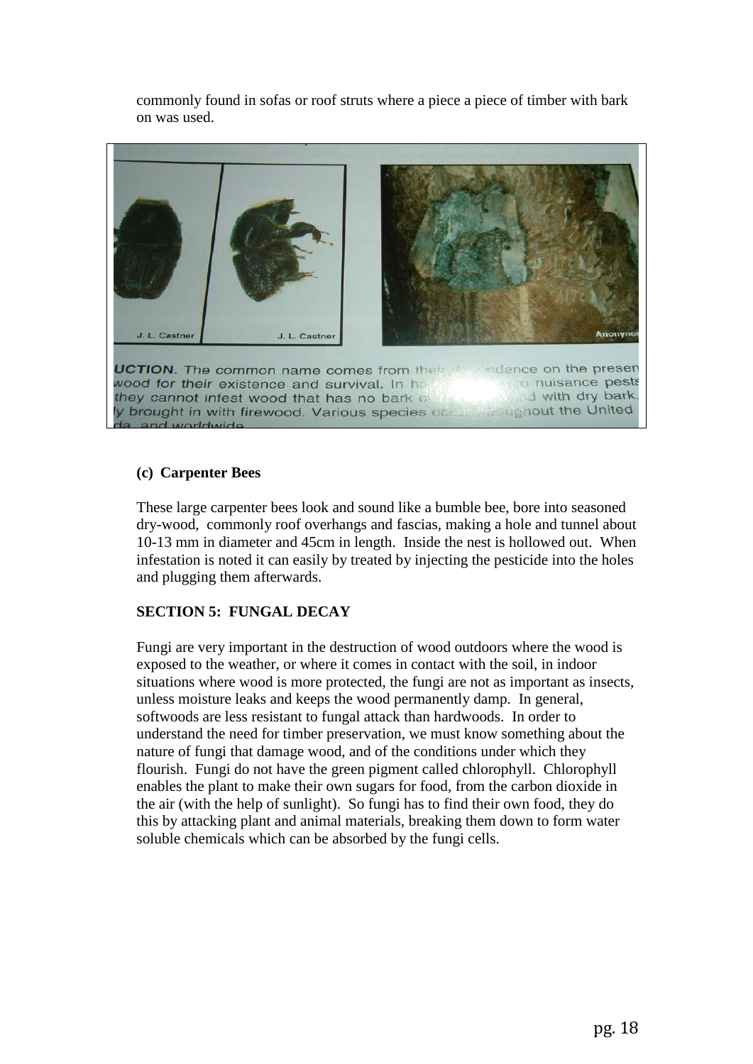commonly found in sofas or roof struts where a piece a piece of timber with bark on was used.

**(c) Carpenter Bees**

These large carpenter bees look and sound like a bumble bee, bore into seasoned dry-wood, commonly roof overhangs and fascias, making a hole and tunnel about 10-13 mm in diameter and 45cm in length. Inside the nest is hollowed out. When infestation is noted it can easily by treated by injecting the pesticide into the holes and plugging them afterwards.

**SECTION 5: FUNGAL DECAY**

Fungi are very important in the destruction of wood outdoors where the wood is exposed to the weather, or where it comes in contact with the soil, in indoor situations where wood is more protected, the fungi are not as important as insects, unless moisture leaks and keeps the wood permanently damp. In general, softwoods are less resistant to fungal attack than hardwoods. In order to understand the need for timber preservation, we must know something about the nature of fungi that damage wood, and of the conditions under which they flourish. Fungi do not have the green pigment called chlorophyll. Chlorophyll enables the plant to make their own sugars for food, from the carbon dioxide in the air (with the help of sunlight). So fungi has to find their own food, they do this by attacking plant and animal materials, breaking them down to form water soluble chemicals which can be absorbed by the fungi cells.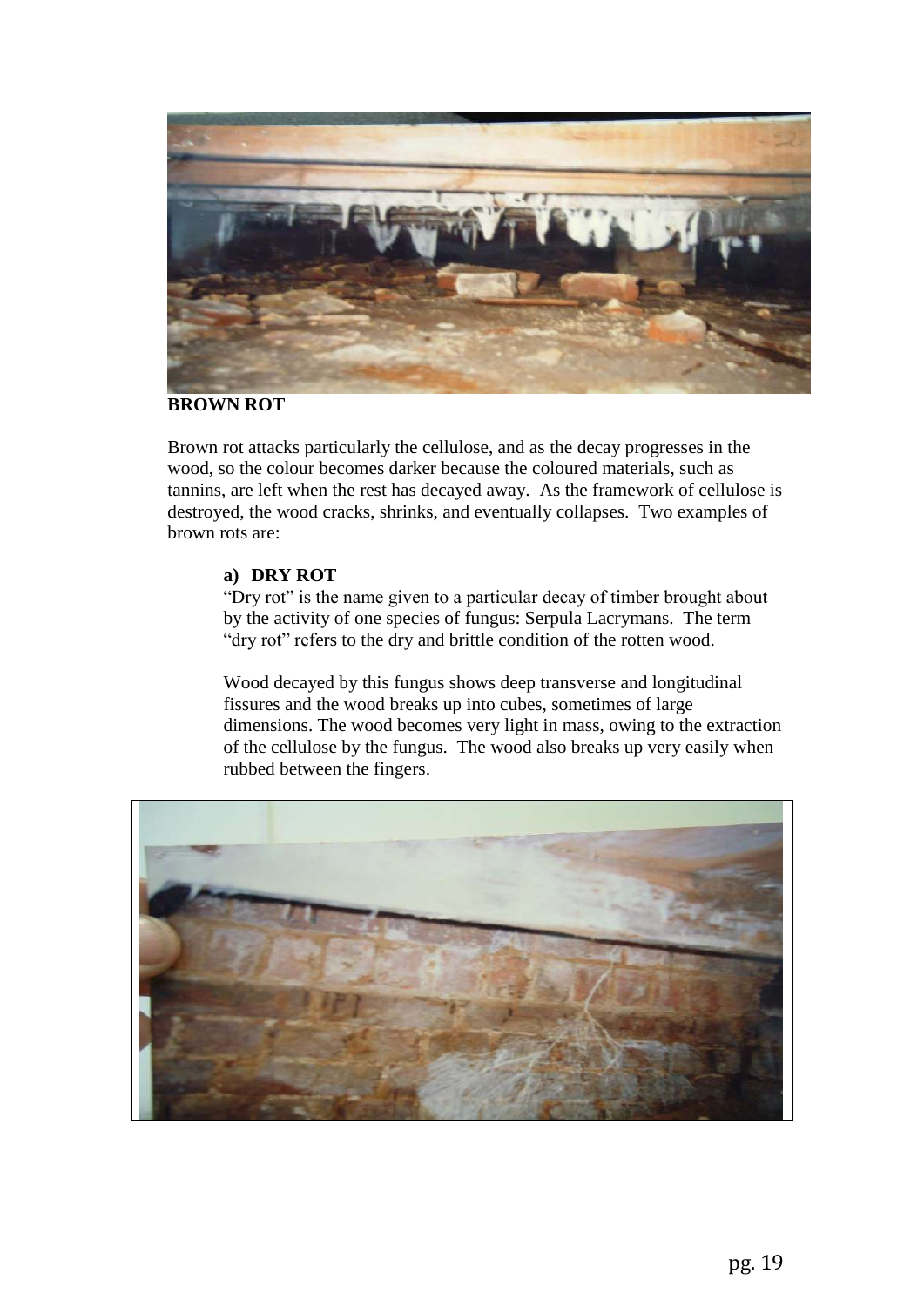**BROWN ROT**

Brown rot attacks particularly the cellulose, and as the decay progresses in the wood, so the colour becomes darker because the coloured materials, such as tannins, are left when the rest has decayed away. As the framework of cellulose is destroyed, the wood cracks, shrinks, and eventually collapses. Two examples of brown rots are:

**a) DRY ROT**

"Dry rot" is the name given to a particular decay of timber brought about by the activity of one species of fungus: Serpula Lacrymans. The term "dry rot" refers to the dry and brittle condition of the rotten wood.

Wood decayed by this fungus shows deep transverse and longitudinal fissures and the wood breaks up into cubes, sometimes of large dimensions. The wood becomes very light in mass, owing to the extraction of the cellulose by the fungus. The wood also breaks up very easily when rubbed between the fingers.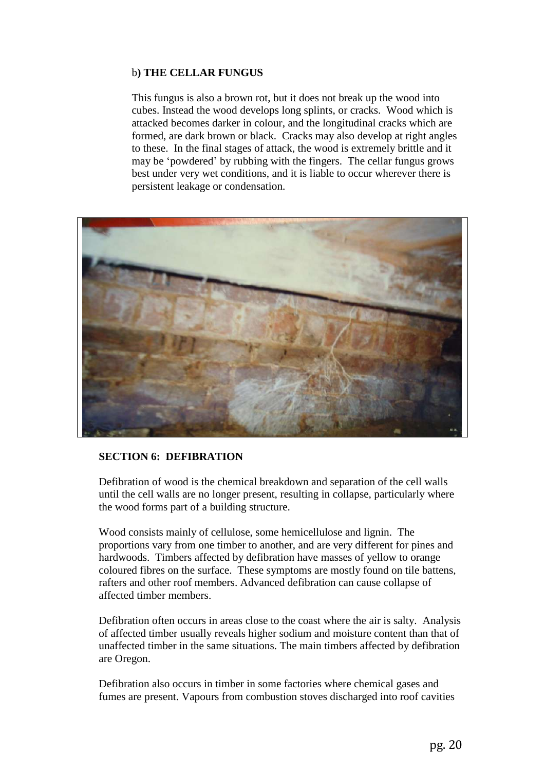### b) THE CELLAR FUNGUS

This fungus is also a brown rot, but it does not break up the wood into cubes. Instead the wood develops long splints, or cracks. Wood which is attacked becomes darker in colour, and the longitudinal cracks which are formed, are dark brown or black. Cracks may also develop at right angles to these. In the final stages of attack, the wood is extremely brittle and it may be 'powdered' by rubbing with the fingers. The cellar fungus grows best under very wet conditions, and it is liable to occur wherever there is persistent leakage or condensation.

## SECTION 6: DEFIBRATION

Defibration of wood is the chemical breakdown and separation of the cell walls until the cell walls are no longer present, resulting in collapse, particularly where the wood forms part of a building structure.

Wood consists mainly of cellulose, some hemicellulose and lignin. The proportions vary from one timber to another, and are very different for pines and hardwoods. Timbers affected by defibration have masses of yellow to orange coloured fibres on the surface. These symptoms are mostly found on tile battens, rafters and other roof members. Advanced defibration can cause collapse of affected timber members.

Defibration often occurs in areas close to the coast where the air is salty. Analysis of affected timber usually reveals higher sodium and moisture content than that of unaffected timber in the same situations. The main timbers affected by defibration are Oregon.

Defibration also occurs in timber in some factories where chemical gases and fumes are present. Vapours from combustion stoves discharged into roof cavities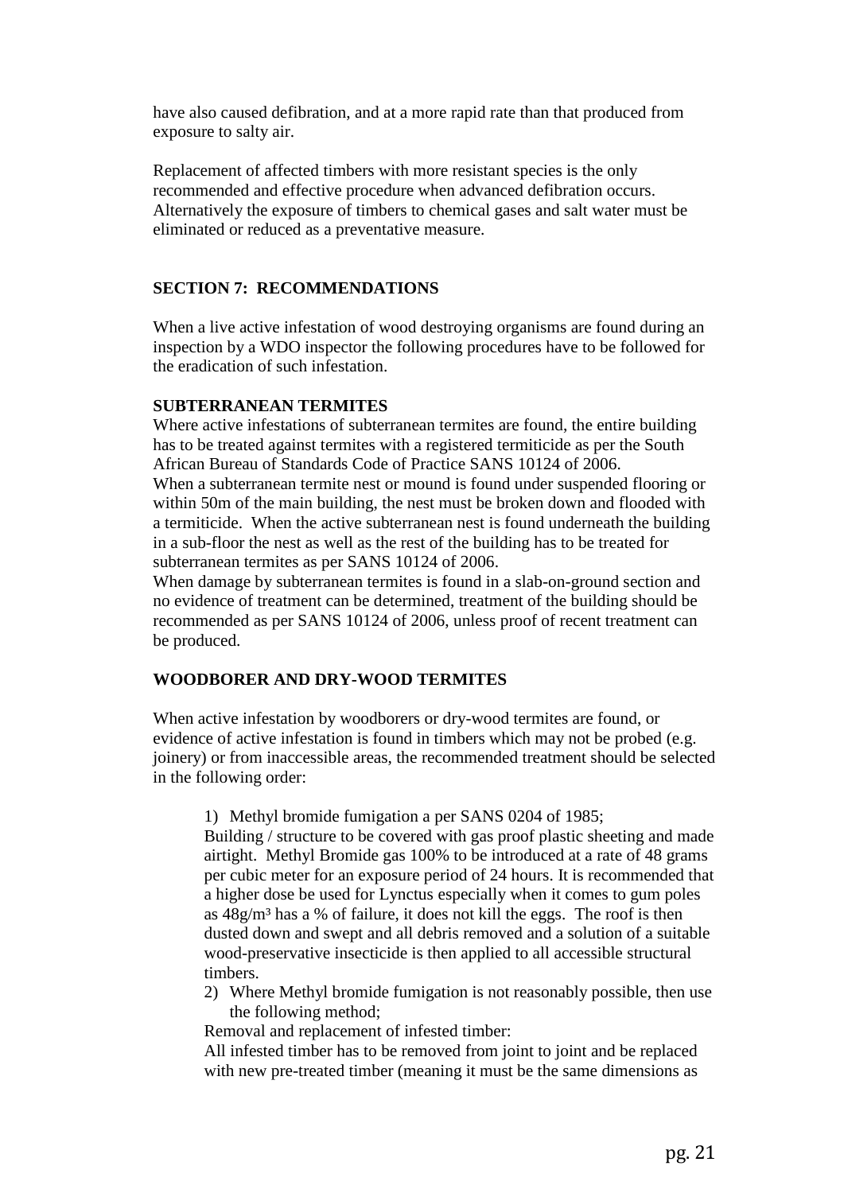have also caused defibration, and at a more rapid rate than that produced from exposure to salty air.

Replacement of affected timbers with more resistant species is the only recommended and effective procedure when advanced defibration occurs. Alternatively the exposure of timbers to chemical gases and salt water must be eliminated or reduced as a preventative measure.

## SECTION 7: RECOMMENDATIONS

When a live active infestation of wood destroying organisms are found during an inspection by a WDO inspector the following procedures have to be followed for the eradication of such infestation.

### SUBTERRANEAN TERMITES

Where active infestations of subterranean termites are found, the entire building has to be treated against termites with a registered termiticide as per the South African Bureau of Standards Code of Practice SANS 10124 of 2006.
When a subterranean termite nest or mound is found under suspended flooring or within 50m of the main building, the nest must be broken down and flooded with a termiticide. When the active subterranean nest is found underneath the building in a sub-floor the nest as well as the rest of the building has to be treated for subterranean termites as per SANS 10124 of 2006.
When damage by subterranean termites is found in a slab-on-ground section and no evidence of treatment can be determined, treatment of the building should be recommended as per SANS 10124 of 2006, unless proof of recent treatment can be produced.

### WOODBORER AND DRY-WOOD TERMITES

When active infestation by woodborers or dry-wood termites are found, or evidence of active infestation is found in timbers which may not be probed (e.g. joinery) or from inaccessible areas, the recommended treatment should be selected in the following order:

1) Methyl bromide fumigation a per SANS 0204 of 1985;
   Building / structure to be covered with gas proof plastic sheeting and made airtight. Methyl Bromide gas 100% to be introduced at a rate of 48 grams per cubic meter for an exposure period of 24 hours. It is recommended that a higher dose be used for Lynctus especially when it comes to gum poles as $48g/m^3$ has a % of failure, it does not kill the eggs. The roof is then dusted down and swept and all debris removed and a solution of a suitable wood-preservative insecticide is then applied to all accessible structural timbers.
2) Where Methyl bromide fumigation is not reasonably possible, then use the following method;
   Removal and replacement of infested timber:
   All infested timber has to be removed from joint to joint and be replaced with new pre-treated timber (meaning it must be the same dimensions as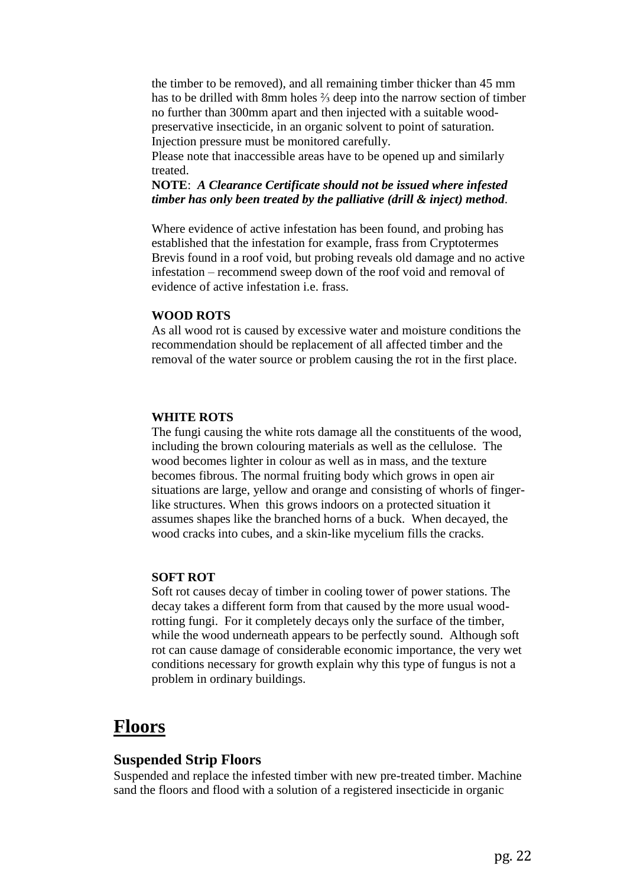the timber to be removed), and all remaining timber thicker than 45 mm has to be drilled with 8mm holes ⅔ deep into the narrow section of timber no further than 300mm apart and then injected with a suitable wood-preservative insecticide, in an organic solvent to point of saturation. Injection pressure must be monitored carefully.

Please note that inaccessible areas have to be opened up and similarly treated.

**NOTE**: ***A Clearance Certificate should not be issued where infested timber has only been treated by the palliative (drill & inject) method***.

Where evidence of active infestation has been found, and probing has established that the infestation for example, frass from Cryptotermes Brevis found in a roof void, but probing reveals old damage and no active infestation – recommend sweep down of the roof void and removal of evidence of active infestation i.e. frass.

**WOOD ROTS**

As all wood rot is caused by excessive water and moisture conditions the recommendation should be replacement of all affected timber and the removal of the water source or problem causing the rot in the first place.

**WHITE ROTS**

The fungi causing the white rots damage all the constituents of the wood, including the brown colouring materials as well as the cellulose. The wood becomes lighter in colour as well as in mass, and the texture becomes fibrous. The normal fruiting body which grows in open air situations are large, yellow and orange and consisting of whorls of finger-like structures. When this grows indoors on a protected situation it assumes shapes like the branched horns of a buck. When decayed, the wood cracks into cubes, and a skin-like mycelium fills the cracks.

**SOFT ROT**

Soft rot causes decay of timber in cooling tower of power stations. The decay takes a different form from that caused by the more usual wood-rotting fungi. For it completely decays only the surface of the timber, while the wood underneath appears to be perfectly sound. Although soft rot can cause damage of considerable economic importance, the very wet conditions necessary for growth explain why this type of fungus is not a problem in ordinary buildings.

# Floors

## Suspended Strip Floors

Suspended and replace the infested timber with new pre-treated timber. Machine sand the floors and flood with a solution of a registered insecticide in organic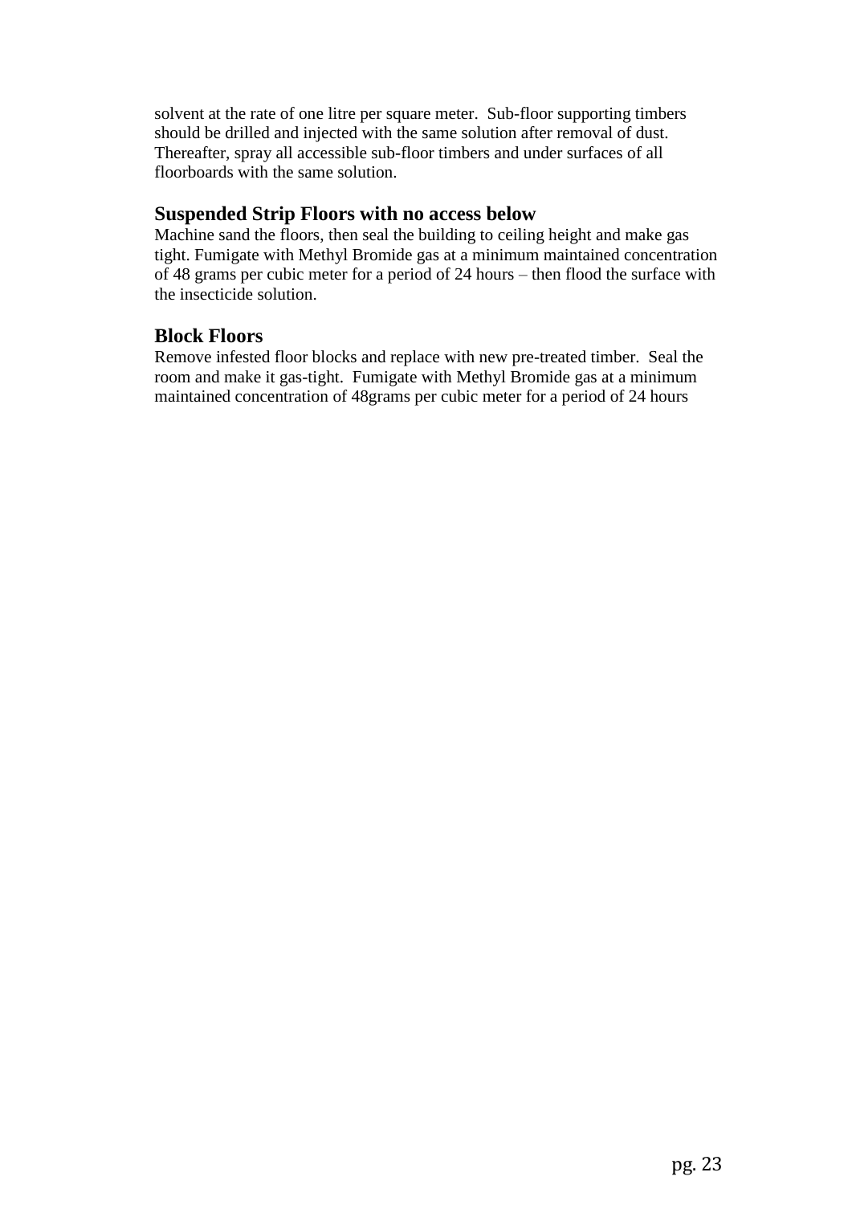solvent at the rate of one litre per square meter. Sub-floor supporting timbers should be drilled and injected with the same solution after removal of dust. Thereafter, spray all accessible sub-floor timbers and under surfaces of all floorboards with the same solution.

## Suspended Strip Floors with no access below

Machine sand the floors, then seal the building to ceiling height and make gas tight. Fumigate with Methyl Bromide gas at a minimum maintained concentration of 48 grams per cubic meter for a period of 24 hours – then flood the surface with the insecticide solution.

## Block Floors

Remove infested floor blocks and replace with new pre-treated timber. Seal the room and make it gas-tight. Fumigate with Methyl Bromide gas at a minimum maintained concentration of 48grams per cubic meter for a period of 24 hours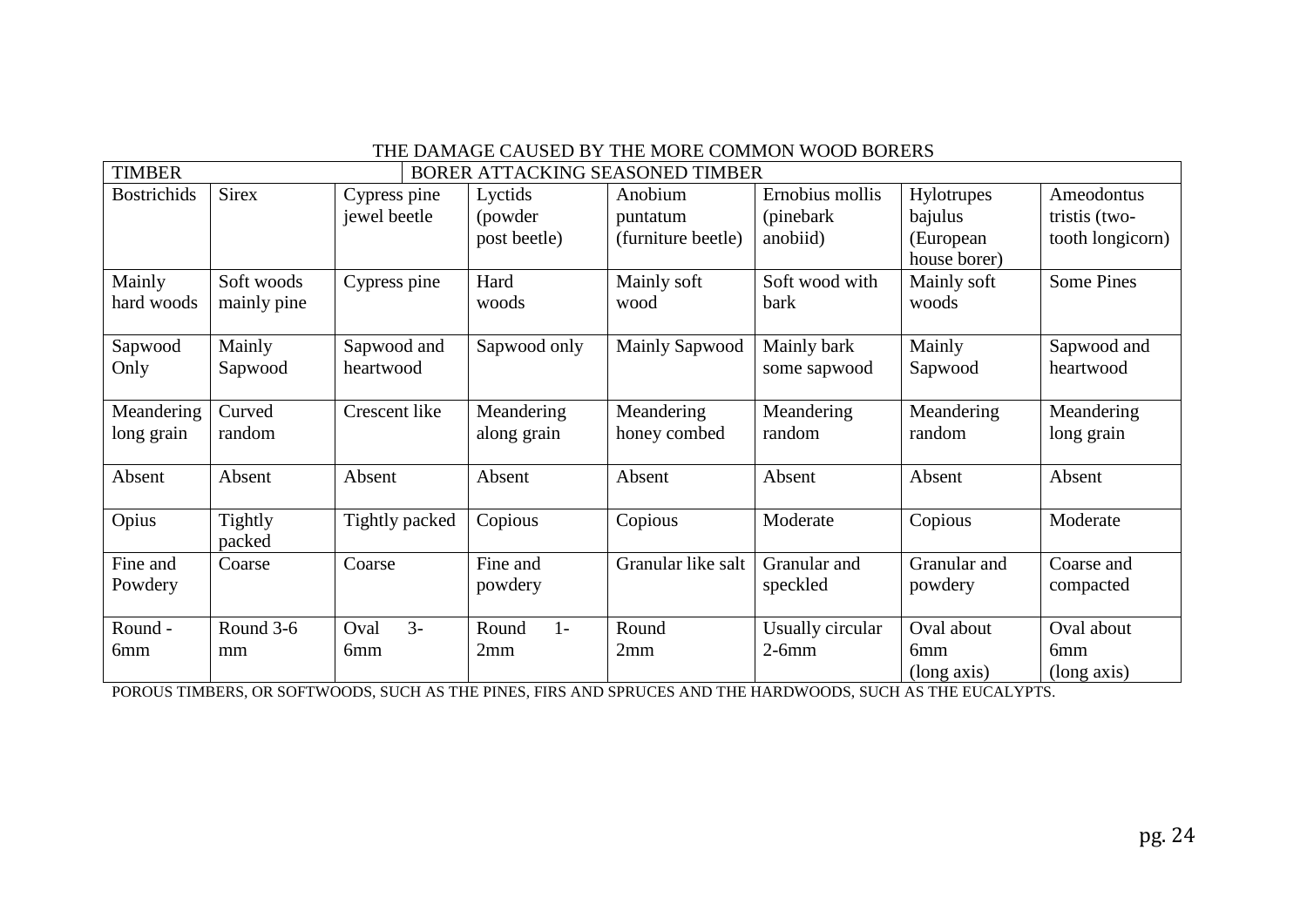THE DAMAGE CAUSED BY THE MORE COMMON WOOD BORERS

| TIMBER | | BORER ATTACKING SEASONED TIMBER | | | | | |
|---|---|---|---|---|---|---|---|
| Bostrichids | Sirex | Cypress pine jewel beetle | Lyctids (powder post beetle) | Anobium puntatum (furniture beetle) | Ernobius mollis (pinebark anobiid) | Hylotrupes bajulus (European house borer) | Ameodontus tristis (two-tooth longicorn) |
| Mainly hard woods | Soft woods mainly pine | Cypress pine | Hard woods | Mainly soft wood | Soft wood with bark | Mainly soft woods | Some Pines |
| Sapwood Only | Mainly Sapwood | Sapwood and heartwood | Sapwood only | Mainly Sapwood | Mainly bark some sapwood | Mainly Sapwood | Sapwood and heartwood |
| Meandering long grain | Curved random | Crescent like | Meandering along grain | Meandering honey combed | Meandering random | Meandering random | Meandering long grain |
| Absent | Absent | Absent | Absent | Absent | Absent | Absent | Absent |
| Opius | Tightly packed | Tightly packed | Copious | Copious | Moderate | Copious | Moderate |
| Fine and Powdery | Coarse | Coarse | Fine and powdery | Granular like salt | Granular and speckled | Granular and powdery | Coarse and compacted |
| Round - 6mm | Round 3-6 mm | Oval 3-6mm | Round 1-2mm | Round 2mm | Usually circular 2-6mm | Oval about 6mm (long axis) | Oval about 6mm (long axis) |

POROUS TIMBERS, OR SOFTWOODS, SUCH AS THE PINES, FIRS AND SPRUCES AND THE HARDWOODS, SUCH AS THE EUCALYPTS.